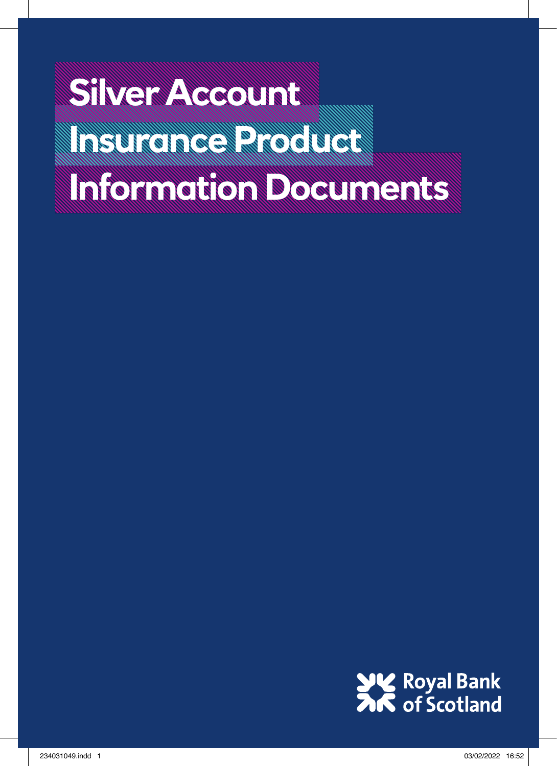# Silver Account Insurance Product Information Documents

Royal Bank of Scotland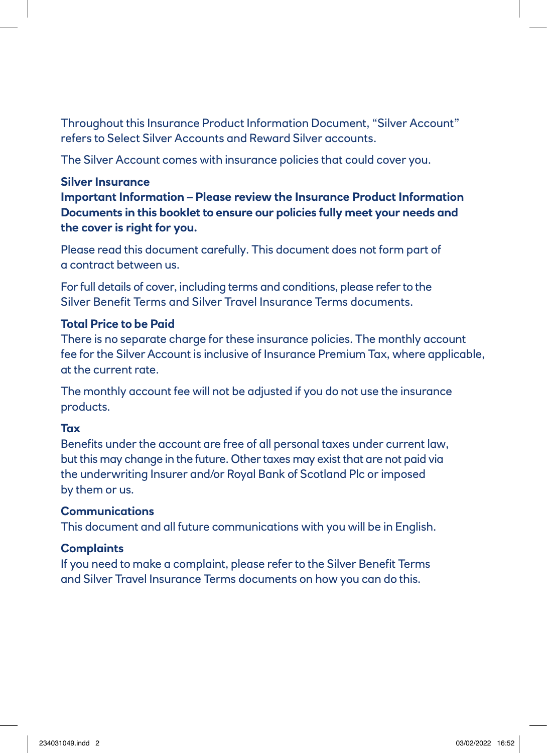Throughout this Insurance Product Information Document, “Silver Account” refers to Select Silver Accounts and Reward Silver accounts.

The Silver Account comes with insurance policies that could cover you.

**Silver Insurance**

**Important Information – Please review the Insurance Product Information Documents in this booklet to ensure our policies fully meet your needs and the cover is right for you.**

Please read this document carefully. This document does not form part of a contract between us.

For full details of cover, including terms and conditions, please refer to the Silver Benefit Terms and Silver Travel Insurance Terms documents.

**Total Price to be Paid**

There is no separate charge for these insurance policies. The monthly account fee for the Silver Account is inclusive of Insurance Premium Tax, where applicable, at the current rate.

The monthly account fee will not be adjusted if you do not use the insurance products.

**Tax**

Benefits under the account are free of all personal taxes under current law, but this may change in the future. Other taxes may exist that are not paid via the underwriting Insurer and/or Royal Bank of Scotland Plc or imposed by them or us.

**Communications**

This document and all future communications with you will be in English.

**Complaints**

If you need to make a complaint, please refer to the Silver Benefit Terms and Silver Travel Insurance Terms documents on how you can do this.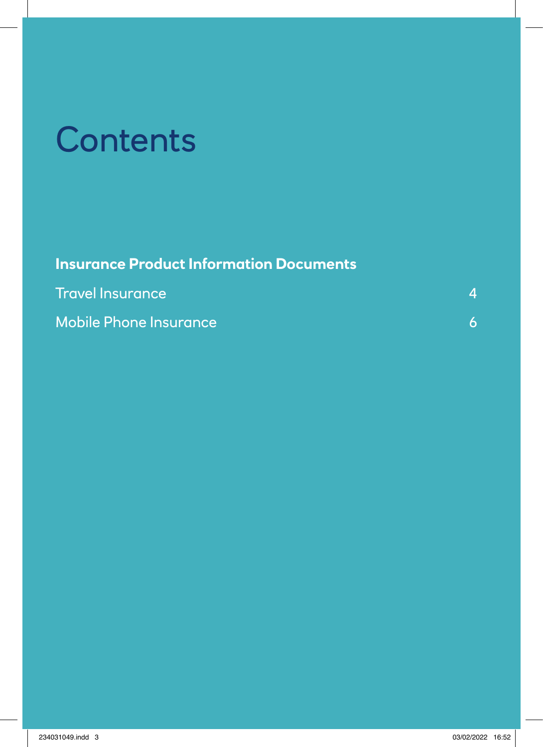# Contents

**Insurance Product Information Documents**

| | |
|---|---|
| Travel Insurance | 4 |
| Mobile Phone Insurance | 6 |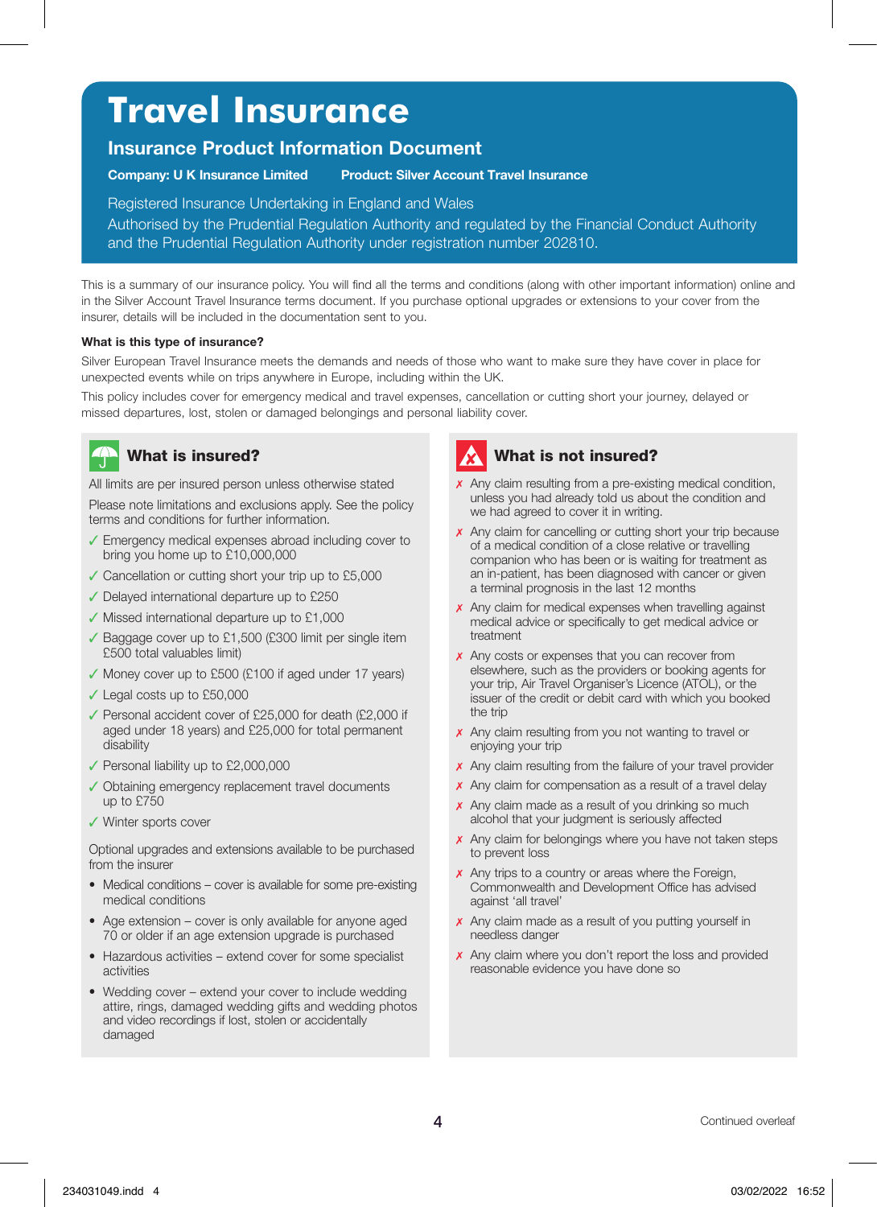# Travel Insurance

## Insurance Product Information Document

**Company: U K Insurance Limited** **Product: Silver Account Travel Insurance**

Registered Insurance Undertaking in England and Wales
Authorised by the Prudential Regulation Authority and regulated by the Financial Conduct Authority and the Prudential Regulation Authority under registration number 202810.

This is a summary of our insurance policy. You will find all the terms and conditions (along with other important information) online and in the Silver Account Travel Insurance terms document. If you purchase optional upgrades or extensions to your cover from the insurer, details will be included in the documentation sent to you.

**What is this type of insurance?**

Silver European Travel Insurance meets the demands and needs of those who want to make sure they have cover in place for unexpected events while on trips anywhere in Europe, including within the UK.

This policy includes cover for emergency medical and travel expenses, cancellation or cutting short your journey, delayed or missed departures, lost, stolen or damaged belongings and personal liability cover.

### What is insured?

All limits are per insured person unless otherwise stated

Please note limitations and exclusions apply. See the policy terms and conditions for further information.

- ✓ Emergency medical expenses abroad including cover to bring you home up to £10,000,000
- ✓ Cancellation or cutting short your trip up to £5,000
- ✓ Delayed international departure up to £250
- ✓ Missed international departure up to £1,000
- ✓ Baggage cover up to £1,500 (£300 limit per single item £500 total valuables limit)
- ✓ Money cover up to £500 (£100 if aged under 17 years)
- ✓ Legal costs up to £50,000
- ✓ Personal accident cover of £25,000 for death (£2,000 if aged under 18 years) and £25,000 for total permanent disability
- ✓ Personal liability up to £2,000,000
- ✓ Obtaining emergency replacement travel documents up to £750
- ✓ Winter sports cover

Optional upgrades and extensions available to be purchased from the insurer

- Medical conditions – cover is available for some pre-existing medical conditions
- Age extension – cover is only available for anyone aged 70 or older if an age extension upgrade is purchased
- Hazardous activities – extend cover for some specialist activities
- Wedding cover – extend your cover to include wedding attire, rings, damaged wedding gifts and wedding photos and video recordings if lost, stolen or accidentally damaged

### What is not insured?

- ✗ Any claim resulting from a pre-existing medical condition, unless you had already told us about the condition and we had agreed to cover it in writing.
- ✗ Any claim for cancelling or cutting short your trip because of a medical condition of a close relative or travelling companion who has been or is waiting for treatment as an in-patient, has been diagnosed with cancer or given a terminal prognosis in the last 12 months
- ✗ Any claim for medical expenses when travelling against medical advice or specifically to get medical advice or treatment
- ✗ Any costs or expenses that you can recover from elsewhere, such as the providers or booking agents for your trip, Air Travel Organiser's Licence (ATOL), or the issuer of the credit or debit card with which you booked the trip
- ✗ Any claim resulting from you not wanting to travel or enjoying your trip
- ✗ Any claim resulting from the failure of your travel provider
- ✗ Any claim for compensation as a result of a travel delay
- ✗ Any claim made as a result of you drinking so much alcohol that your judgment is seriously affected
- ✗ Any claim for belongings where you have not taken steps to prevent loss
- ✗ Any trips to a country or areas where the Foreign, Commonwealth and Development Office has advised against 'all travel'
- ✗ Any claim made as a result of you putting yourself in needless danger
- ✗ Any claim where you don't report the loss and provided reasonable evidence you have done so

Continued overleaf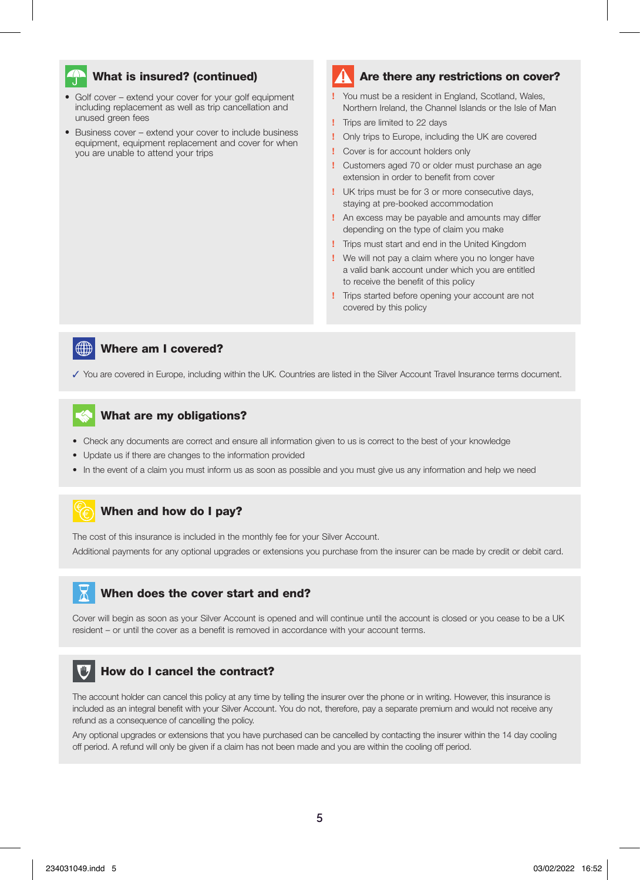## What is insured? (continued)

- Golf cover – extend your cover for your golf equipment including replacement as well as trip cancellation and unused green fees
- Business cover – extend your cover to include business equipment, equipment replacement and cover for when you are unable to attend your trips

## Are there any restrictions on cover?

! You must be a resident in England, Scotland, Wales, Northern Ireland, the Channel Islands or the Isle of Man

! Trips are limited to 22 days

! Only trips to Europe, including the UK are covered

! Cover is for account holders only

! Customers aged 70 or older must purchase an age extension in order to benefit from cover

! UK trips must be for 3 or more consecutive days, staying at pre-booked accommodation

! An excess may be payable and amounts may differ depending on the type of claim you make

! Trips must start and end in the United Kingdom

! We will not pay a claim where you no longer have a valid bank account under which you are entitled to receive the benefit of this policy

! Trips started before opening your account are not covered by this policy

## Where am I covered?

✓ You are covered in Europe, including within the UK. Countries are listed in the Silver Account Travel Insurance terms document.

## What are my obligations?

- Check any documents are correct and ensure all information given to us is correct to the best of your knowledge
- Update us if there are changes to the information provided
- In the event of a claim you must inform us as soon as possible and you must give us any information and help we need

## When and how do I pay?

The cost of this insurance is included in the monthly fee for your Silver Account.

Additional payments for any optional upgrades or extensions you purchase from the insurer can be made by credit or debit card.

## When does the cover start and end?

Cover will begin as soon as your Silver Account is opened and will continue until the account is closed or you cease to be a UK resident – or until the cover as a benefit is removed in accordance with your account terms.

## How do I cancel the contract?

The account holder can cancel this policy at any time by telling the insurer over the phone or in writing. However, this insurance is included as an integral benefit with your Silver Account. You do not, therefore, pay a separate premium and would not receive any refund as a consequence of cancelling the policy.

Any optional upgrades or extensions that you have purchased can be cancelled by contacting the insurer within the 14 day cooling off period. A refund will only be given if a claim has not been made and you are within the cooling off period.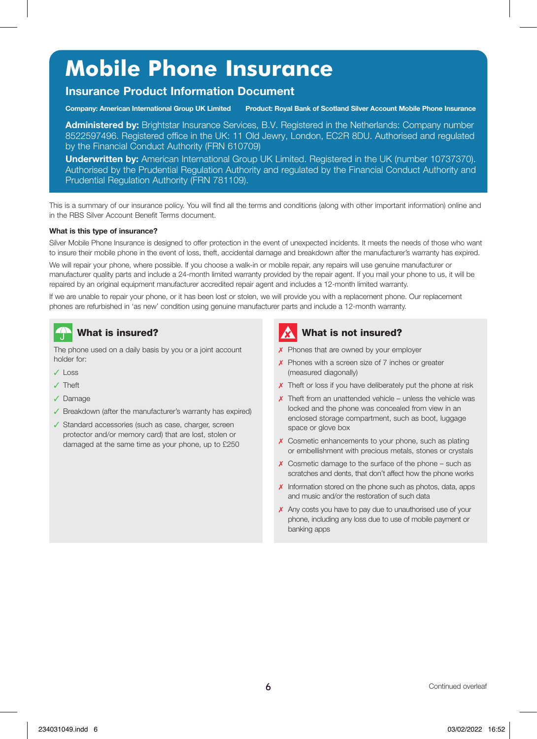# Mobile Phone Insurance

## Insurance Product Information Document

**Company: American International Group UK Limited** **Product: Royal Bank of Scotland Silver Account Mobile Phone Insurance**

**Administered by:** Brightstar Insurance Services, B.V. Registered in the Netherlands: Company number 8522597496. Registered office in the UK: 11 Old Jewry, London, EC2R 8DU. Authorised and regulated by the Financial Conduct Authority (FRN 610709)

**Underwritten by:** American International Group UK Limited. Registered in the UK (number 10737370). Authorised by the Prudential Regulation Authority and regulated by the Financial Conduct Authority and Prudential Regulation Authority (FRN 781109).

This is a summary of our insurance policy. You will find all the terms and conditions (along with other important information) online and in the RBS Silver Account Benefit Terms document.

**What is this type of insurance?**

Silver Mobile Phone Insurance is designed to offer protection in the event of unexpected incidents. It meets the needs of those who want to insure their mobile phone in the event of loss, theft, accidental damage and breakdown after the manufacturer's warranty has expired.

We will repair your phone, where possible. If you choose a walk-in or mobile repair, any repairs will use genuine manufacturer or manufacturer quality parts and include a 24-month limited warranty provided by the repair agent. If you mail your phone to us, it will be repaired by an original equipment manufacturer accredited repair agent and includes a 12-month limited warranty.

If we are unable to repair your phone, or it has been lost or stolen, we will provide you with a replacement phone. Our replacement phones are refurbished in 'as new' condition using genuine manufacturer parts and include a 12-month warranty.

### What is insured?

The phone used on a daily basis by you or a joint account holder for:

- ✓ Loss
- ✓ Theft
- ✓ Damage
- ✓ Breakdown (after the manufacturer's warranty has expired)
- ✓ Standard accessories (such as case, charger, screen protector and/or memory card) that are lost, stolen or damaged at the same time as your phone, up to £250

### What is not insured?

- ✗ Phones that are owned by your employer
- ✗ Phones with a screen size of 7 inches or greater (measured diagonally)
- ✗ Theft or loss if you have deliberately put the phone at risk
- ✗ Theft from an unattended vehicle – unless the vehicle was locked and the phone was concealed from view in an enclosed storage compartment, such as boot, luggage space or glove box
- ✗ Cosmetic enhancements to your phone, such as plating or embellishment with precious metals, stones or crystals
- ✗ Cosmetic damage to the surface of the phone – such as scratches and dents, that don't affect how the phone works
- ✗ Information stored on the phone such as photos, data, apps and music and/or the restoration of such data
- ✗ Any costs you have to pay due to unauthorised use of your phone, including any loss due to use of mobile payment or banking apps

Continued overleaf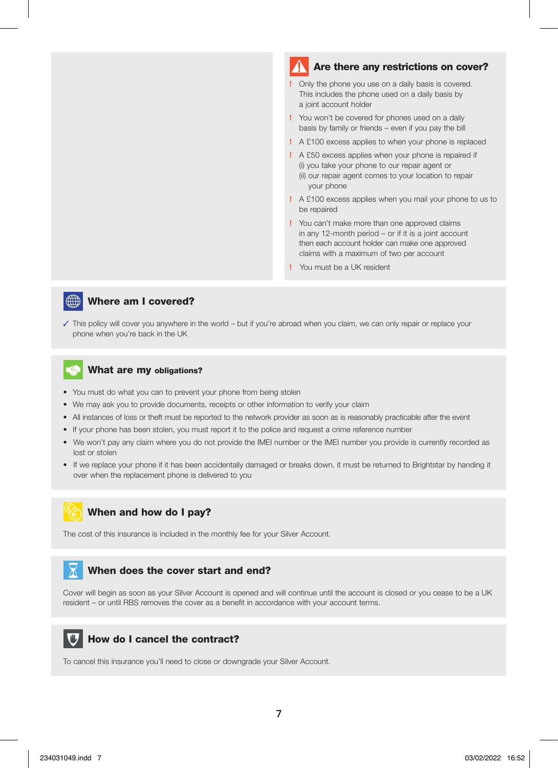## Are there any restrictions on cover?

- ! Only the phone you use on a daily basis is covered. This includes the phone used on a daily basis by a joint account holder
- ! You won't be covered for phones used on a daily basis by family or friends – even if you pay the bill
- ! A £100 excess applies to when your phone is replaced
- ! A £50 excess applies when your phone is repaired if
  (i) you take your phone to our repair agent or
  (ii) our repair agent comes to your location to repair your phone
- ! A £100 excess applies when you mail your phone to us to be repaired
- ! You can't make more than one approved claims in any 12-month period – or if it is a joint account then each account holder can make one approved claims with a maximum of two per account
- ! You must be a UK resident

## Where am I covered?

✓ This policy will cover you anywhere in the world – but if you're abroad when you claim, we can only repair or replace your phone when you're back in the UK

## What are my obligations?

- You must do what you can to prevent your phone from being stolen
- We may ask you to provide documents, receipts or other information to verify your claim
- All instances of loss or theft must be reported to the network provider as soon as is reasonably practicable after the event
- If your phone has been stolen, you must report it to the police and request a crime reference number
- We won't pay any claim where you do not provide the IMEI number or the IMEI number you provide is currently recorded as lost or stolen
- If we replace your phone if it has been accidentally damaged or breaks down, it must be returned to Brightstar by handing it over when the replacement phone is delivered to you

## When and how do I pay?

The cost of this insurance is included in the monthly fee for your Silver Account.

## When does the cover start and end?

Cover will begin as soon as your Silver Account is opened and will continue until the account is closed or you cease to be a UK resident – or until RBS removes the cover as a benefit in accordance with your account terms.

## How do I cancel the contract?

To cancel this insurance you'll need to close or downgrade your Silver Account.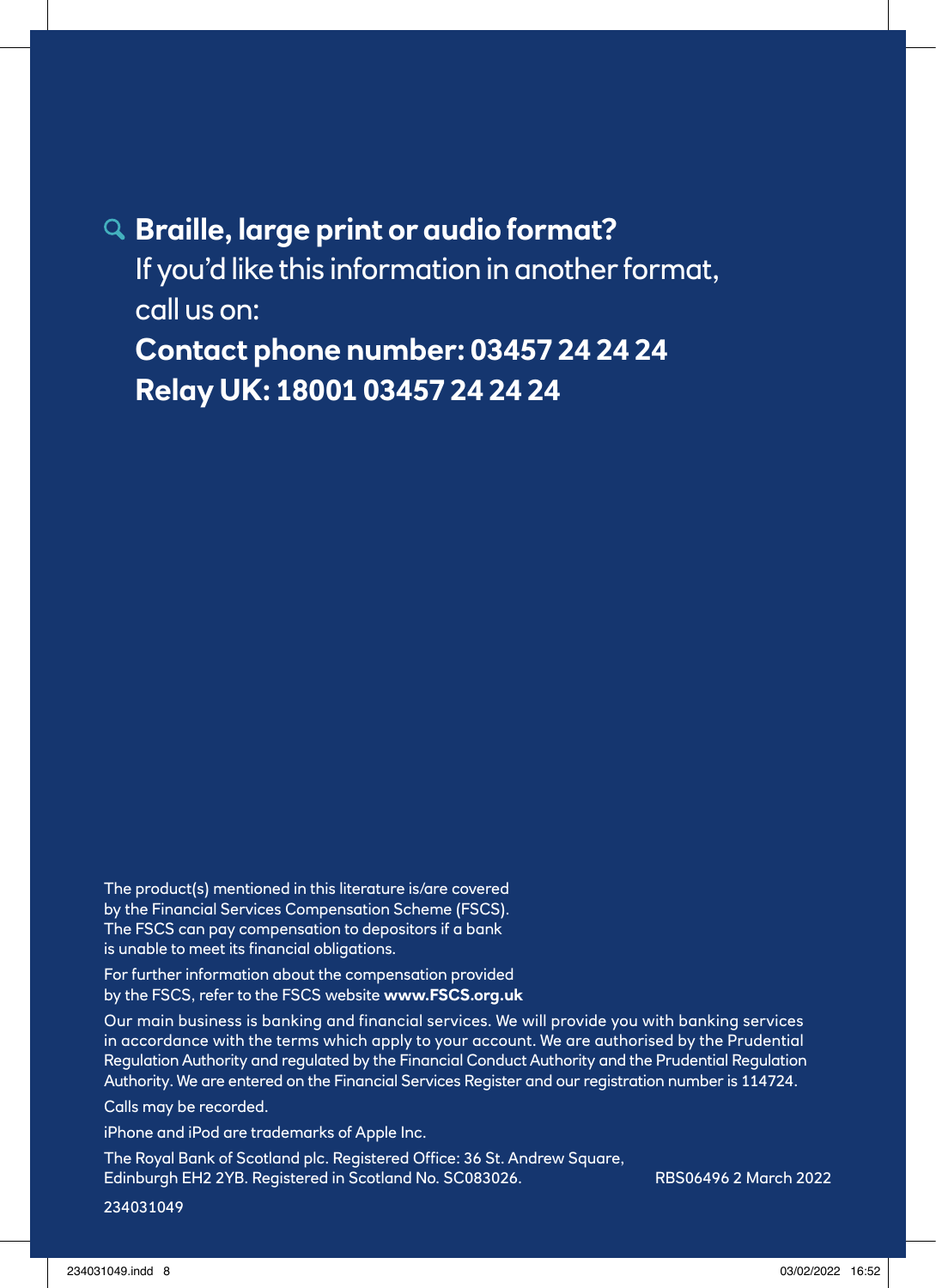**Braille, large print or audio format?**
If you'd like this information in another format, call us on:
**Contact phone number: 03457 24 24 24**
**Relay UK: 18001 03457 24 24 24**

The product(s) mentioned in this literature is/are covered by the Financial Services Compensation Scheme (FSCS). The FSCS can pay compensation to depositors if a bank is unable to meet its financial obligations.

For further information about the compensation provided by the FSCS, refer to the FSCS website **www.FSCS.org.uk**

Our main business is banking and financial services. We will provide you with banking services in accordance with the terms which apply to your account. We are authorised by the Prudential Regulation Authority and regulated by the Financial Conduct Authority and the Prudential Regulation Authority. We are entered on the Financial Services Register and our registration number is 114724.

Calls may be recorded.

iPhone and iPod are trademarks of Apple Inc.

The Royal Bank of Scotland plc. Registered Office: 36 St. Andrew Square, Edinburgh EH2 2YB. Registered in Scotland No. SC083026.

RBS06496 2 March 2022

234031049